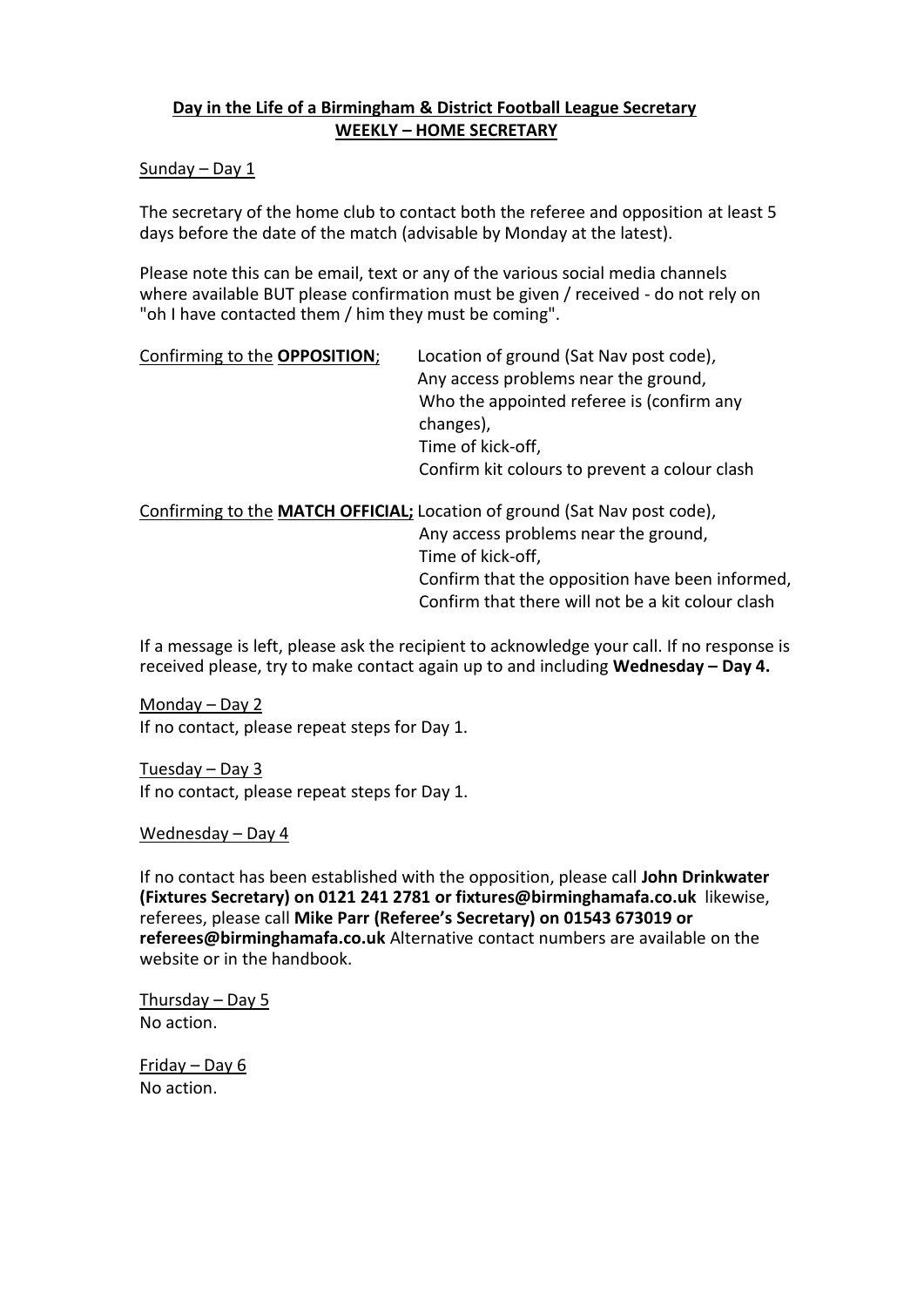# Day in the Life of a Birmingham & District Football League Secretary
## WEEKLY – HOME SECRETARY

Sunday – Day 1

The secretary of the home club to contact both the referee and opposition at least 5 days before the date of the match (advisable by Monday at the latest).

Please note this can be email, text or any of the various social media channels where available BUT please confirmation must be given / received - do not rely on "oh I have contacted them / him they must be coming".

Confirming to the **OPPOSITION**;
- Location of ground (Sat Nav post code),
- Any access problems near the ground,
- Who the appointed referee is (confirm any changes),
- Time of kick-off,
- Confirm kit colours to prevent a colour clash

Confirming to the **MATCH OFFICIAL;**
- Location of ground (Sat Nav post code),
- Any access problems near the ground,
- Time of kick-off,
- Confirm that the opposition have been informed,
- Confirm that there will not be a kit colour clash

If a message is left, please ask the recipient to acknowledge your call. If no response is received please, try to make contact again up to and including **Wednesday – Day 4.**

Monday – Day 2
If no contact, please repeat steps for Day 1.

Tuesday – Day 3
If no contact, please repeat steps for Day 1.

Wednesday – Day 4

If no contact has been established with the opposition, please call **John Drinkwater (Fixtures Secretary) on 0121 241 2781 or fixtures@birminghamafa.co.uk** likewise, referees, please call **Mike Parr (Referee's Secretary) on 01543 673019 or referees@birminghamafa.co.uk** Alternative contact numbers are available on the website or in the handbook.

Thursday – Day 5
No action.

Friday – Day 6
No action.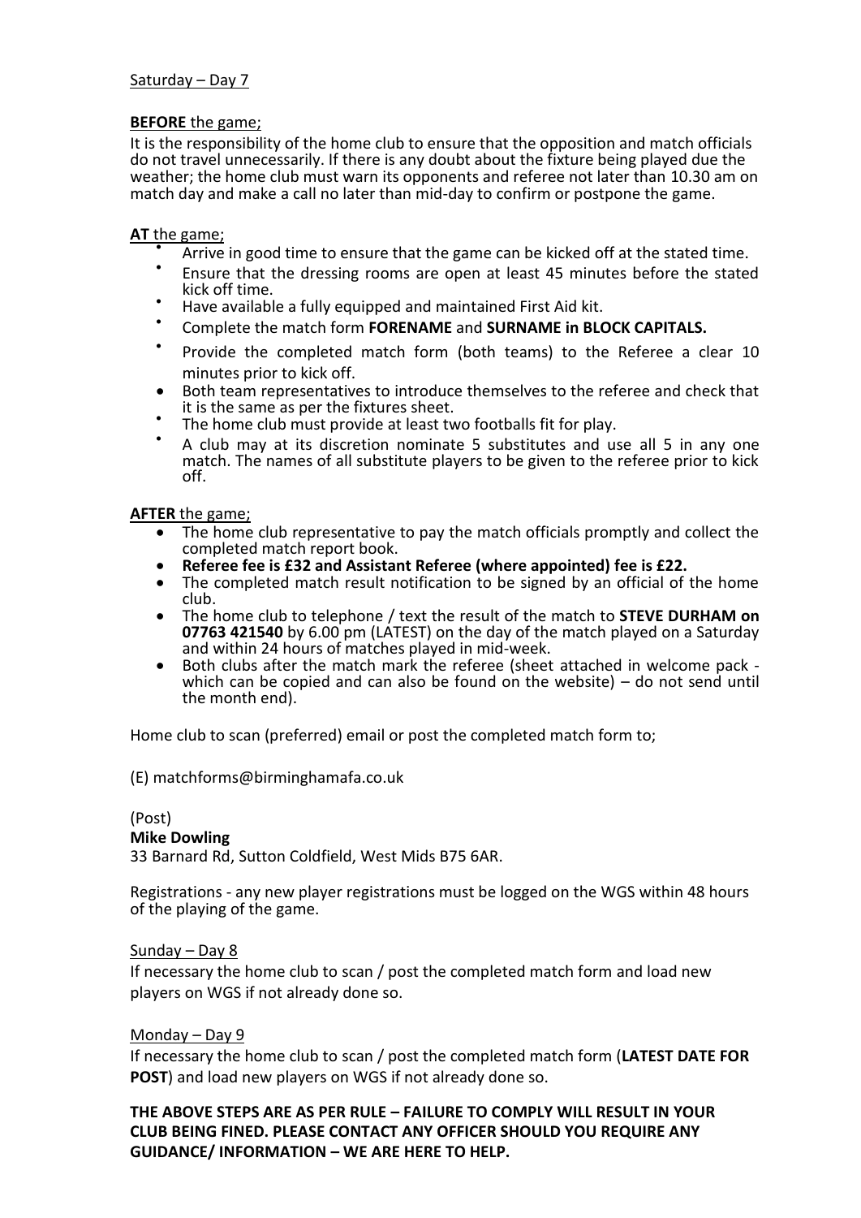Saturday – Day 7

**BEFORE** the game;

It is the responsibility of the home club to ensure that the opposition and match officials do not travel unnecessarily. If there is any doubt about the fixture being played due the weather; the home club must warn its opponents and referee not later than 10.30 am on match day and make a call no later than mid-day to confirm or postpone the game.

**AT** the game;

- Arrive in good time to ensure that the game can be kicked off at the stated time.
- Ensure that the dressing rooms are open at least 45 minutes before the stated kick off time.
- Have available a fully equipped and maintained First Aid kit.
- Complete the match form **FORENAME** and **SURNAME in BLOCK CAPITALS.**
- Provide the completed match form (both teams) to the Referee a clear 10 minutes prior to kick off.
- Both team representatives to introduce themselves to the referee and check that it is the same as per the fixtures sheet.
- The home club must provide at least two footballs fit for play.
- A club may at its discretion nominate 5 substitutes and use all 5 in any one match. The names of all substitute players to be given to the referee prior to kick off.

**AFTER** the game;

- The home club representative to pay the match officials promptly and collect the completed match report book.
- **Referee fee is £32 and Assistant Referee (where appointed) fee is £22.**
- The completed match result notification to be signed by an official of the home club.
- The home club to telephone / text the result of the match to **STEVE DURHAM on 07763 421540** by 6.00 pm (LATEST) on the day of the match played on a Saturday and within 24 hours of matches played in mid-week.
- Both clubs after the match mark the referee (sheet attached in welcome pack - which can be copied and can also be found on the website) – do not send until the month end).

Home club to scan (preferred) email or post the completed match form to;

(E) matchforms@birminghamafa.co.uk

(Post)
**Mike Dowling**
33 Barnard Rd, Sutton Coldfield, West Mids B75 6AR.

Registrations - any new player registrations must be logged on the WGS within 48 hours of the playing of the game.

Sunday – Day 8

If necessary the home club to scan / post the completed match form and load new players on WGS if not already done so.

Monday – Day 9

If necessary the home club to scan / post the completed match form (**LATEST DATE FOR POST**) and load new players on WGS if not already done so.

**THE ABOVE STEPS ARE AS PER RULE – FAILURE TO COMPLY WILL RESULT IN YOUR CLUB BEING FINED. PLEASE CONTACT ANY OFFICER SHOULD YOU REQUIRE ANY GUIDANCE/ INFORMATION – WE ARE HERE TO HELP.**